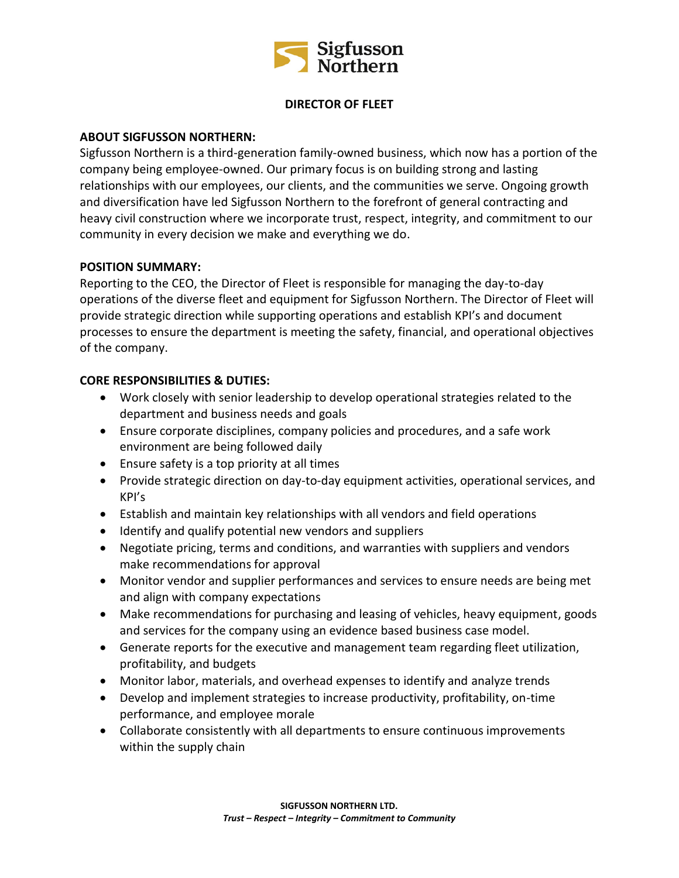Sigfusson Northern

# DIRECTOR OF FLEET

## ABOUT SIGFUSSON NORTHERN:

Sigfusson Northern is a third-generation family-owned business, which now has a portion of the company being employee-owned. Our primary focus is on building strong and lasting relationships with our employees, our clients, and the communities we serve. Ongoing growth and diversification have led Sigfusson Northern to the forefront of general contracting and heavy civil construction where we incorporate trust, respect, integrity, and commitment to our community in every decision we make and everything we do.

## POSITION SUMMARY:

Reporting to the CEO, the Director of Fleet is responsible for managing the day-to-day operations of the diverse fleet and equipment for Sigfusson Northern. The Director of Fleet will provide strategic direction while supporting operations and establish KPI's and document processes to ensure the department is meeting the safety, financial, and operational objectives of the company.

## CORE RESPONSIBILITIES & DUTIES:

- Work closely with senior leadership to develop operational strategies related to the department and business needs and goals
- Ensure corporate disciplines, company policies and procedures, and a safe work environment are being followed daily
- Ensure safety is a top priority at all times
- Provide strategic direction on day-to-day equipment activities, operational services, and KPI's
- Establish and maintain key relationships with all vendors and field operations
- Identify and qualify potential new vendors and suppliers
- Negotiate pricing, terms and conditions, and warranties with suppliers and vendors make recommendations for approval
- Monitor vendor and supplier performances and services to ensure needs are being met and align with company expectations
- Make recommendations for purchasing and leasing of vehicles, heavy equipment, goods and services for the company using an evidence based business case model.
- Generate reports for the executive and management team regarding fleet utilization, profitability, and budgets
- Monitor labor, materials, and overhead expenses to identify and analyze trends
- Develop and implement strategies to increase productivity, profitability, on-time performance, and employee morale
- Collaborate consistently with all departments to ensure continuous improvements within the supply chain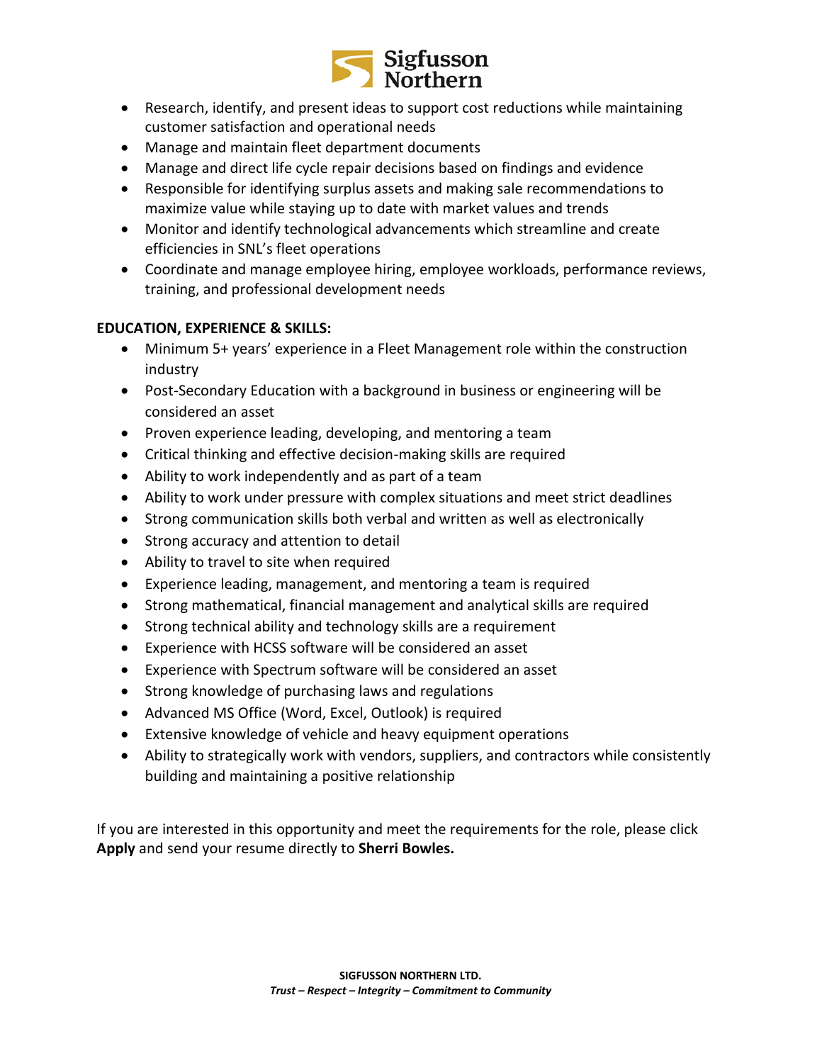- Research, identify, and present ideas to support cost reductions while maintaining customer satisfaction and operational needs
- Manage and maintain fleet department documents
- Manage and direct life cycle repair decisions based on findings and evidence
- Responsible for identifying surplus assets and making sale recommendations to maximize value while staying up to date with market values and trends
- Monitor and identify technological advancements which streamline and create efficiencies in SNL's fleet operations
- Coordinate and manage employee hiring, employee workloads, performance reviews, training, and professional development needs

**EDUCATION, EXPERIENCE & SKILLS:**

- Minimum 5+ years' experience in a Fleet Management role within the construction industry
- Post-Secondary Education with a background in business or engineering will be considered an asset
- Proven experience leading, developing, and mentoring a team
- Critical thinking and effective decision-making skills are required
- Ability to work independently and as part of a team
- Ability to work under pressure with complex situations and meet strict deadlines
- Strong communication skills both verbal and written as well as electronically
- Strong accuracy and attention to detail
- Ability to travel to site when required
- Experience leading, management, and mentoring a team is required
- Strong mathematical, financial management and analytical skills are required
- Strong technical ability and technology skills are a requirement
- Experience with HCSS software will be considered an asset
- Experience with Spectrum software will be considered an asset
- Strong knowledge of purchasing laws and regulations
- Advanced MS Office (Word, Excel, Outlook) is required
- Extensive knowledge of vehicle and heavy equipment operations
- Ability to strategically work with vendors, suppliers, and contractors while consistently building and maintaining a positive relationship

If you are interested in this opportunity and meet the requirements for the role, please click **Apply** and send your resume directly to **Sherri Bowles.**

**SIGFUSSON NORTHERN LTD.**

***Trust – Respect – Integrity – Commitment to Community***